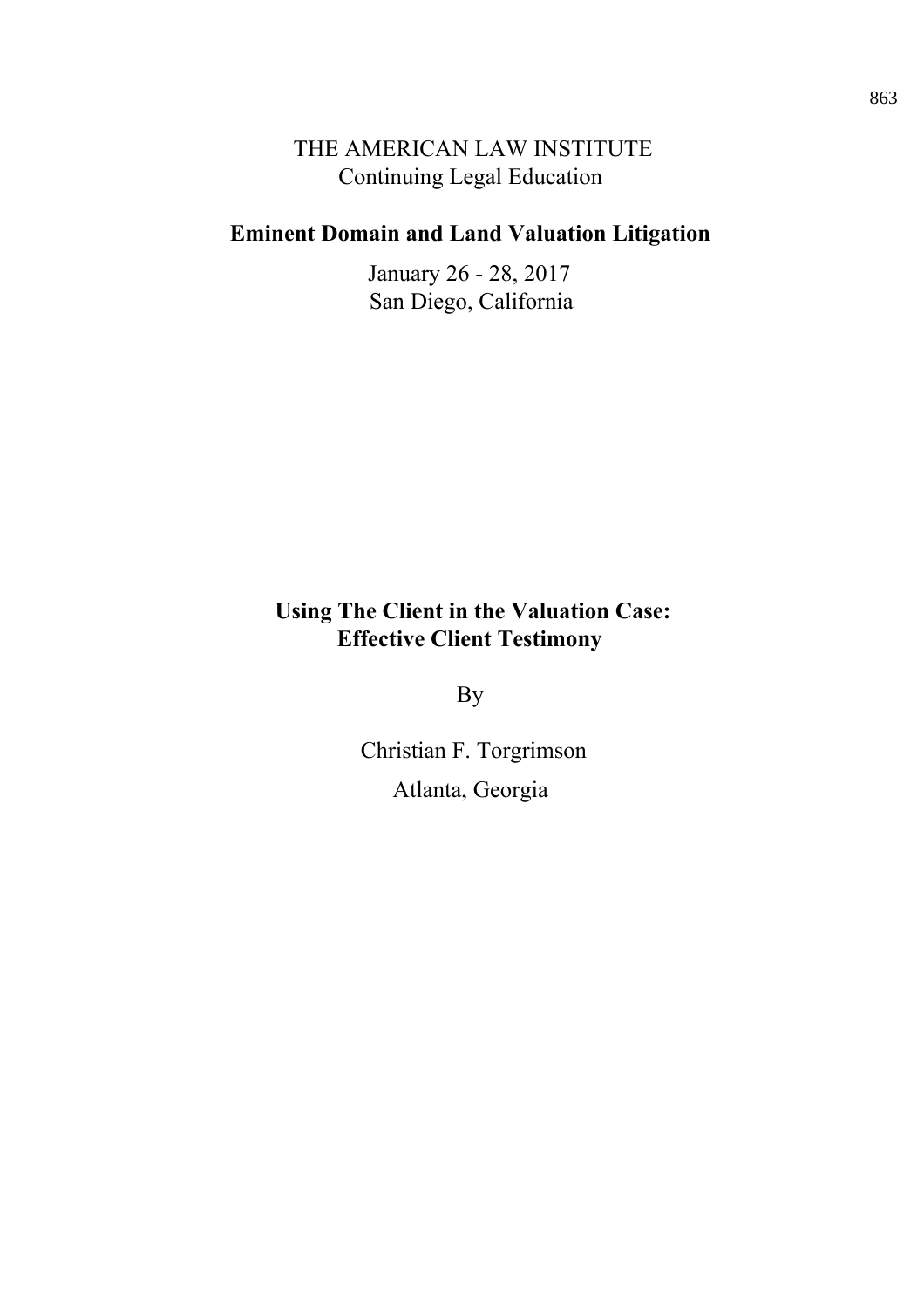THE AMERICAN LAW INSTITUTE
Continuing Legal Education

**Eminent Domain and Land Valuation Litigation**

January 26 - 28, 2017
San Diego, California

# Using The Client in the Valuation Case: Effective Client Testimony

By

Christian F. Torgrimson

Atlanta, Georgia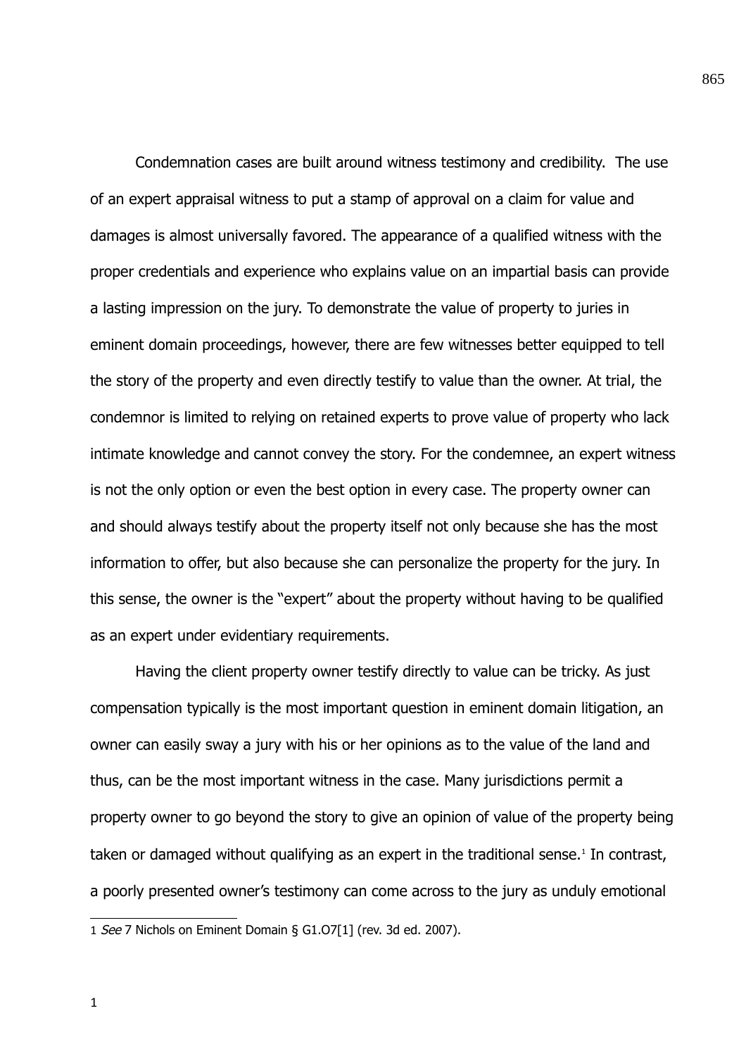Condemnation cases are built around witness testimony and credibility. The use of an expert appraisal witness to put a stamp of approval on a claim for value and damages is almost universally favored. The appearance of a qualified witness with the proper credentials and experience who explains value on an impartial basis can provide a lasting impression on the jury. To demonstrate the value of property to juries in eminent domain proceedings, however, there are few witnesses better equipped to tell the story of the property and even directly testify to value than the owner. At trial, the condemnor is limited to relying on retained experts to prove value of property who lack intimate knowledge and cannot convey the story. For the condemnee, an expert witness is not the only option or even the best option in every case. The property owner can and should always testify about the property itself not only because she has the most information to offer, but also because she can personalize the property for the jury. In this sense, the owner is the "expert" about the property without having to be qualified as an expert under evidentiary requirements.

Having the client property owner testify directly to value can be tricky. As just compensation typically is the most important question in eminent domain litigation, an owner can easily sway a jury with his or her opinions as to the value of the land and thus, can be the most important witness in the case. Many jurisdictions permit a property owner to go beyond the story to give an opinion of value of the property being taken or damaged without qualifying as an expert in the traditional sense.[1] In contrast, a poorly presented owner's testimony can come across to the jury as unduly emotional

1 *See* 7 Nichols on Eminent Domain § G1.O7[1] (rev. 3d ed. 2007).